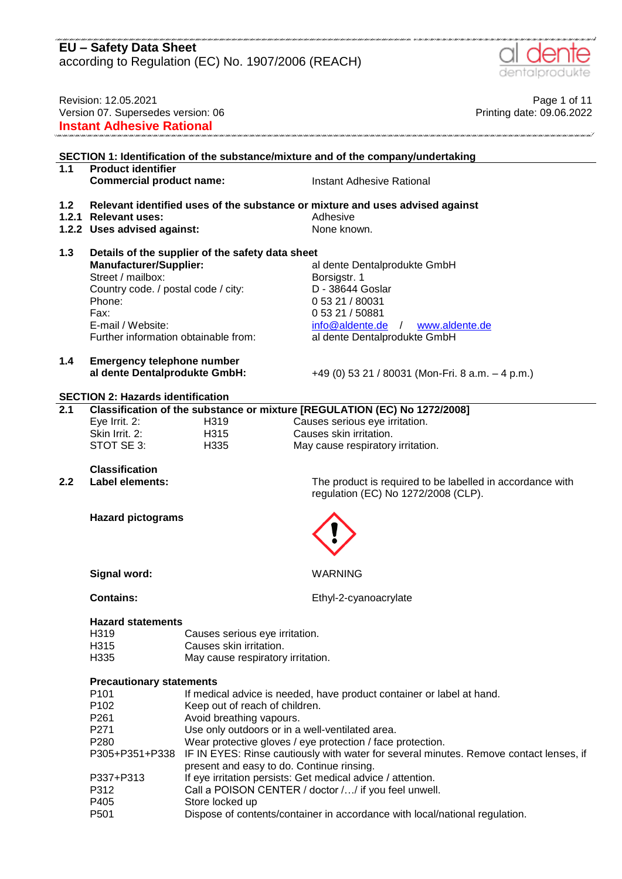# EU – Safety Data Sheet
according to Regulation (EC) No. 1907/2006 (REACH)

Revision: 12.05.2021
Version 07. Supersedes version: 06

Printing date: 09.06.2022

**Instant Adhesive Rational**

## SECTION 1: Identification of the substance/mixture and of the company/undertaking

**1.1 Product identifier**

| | |
|---|---|
| **Commercial product name:** | Instant Adhesive Rational |

**1.2 Relevant identified uses of the substance or mixture and uses advised against**

| | |
|---|---|
| **1.2.1 Relevant uses:** | Adhesive |
| **1.2.2 Uses advised against:** | None known. |

**1.3 Details of the supplier of the safety data sheet**

| | |
|---|---|
| **Manufacturer/Supplier:** | al dente Dentalprodukte GmbH |
| Street / mailbox: | Borsigstr. 1 |
| Country code. / postal code / city: | D - 38644 Goslar |
| Phone: | 0 53 21 / 80031 |
| Fax: | 0 53 21 / 50881 |
| E-mail / Website: | info@aldente.de / www.aldente.de |
| Further information obtainable from: | al dente Dentalprodukte GmbH |

**1.4 Emergency telephone number**

| | |
|---|---|
| **al dente Dentalprodukte GmbH:** | +49 (0) 53 21 / 80031 (Mon-Fri. 8 a.m. – 4 p.m.) |

## SECTION 2: Hazards identification

**2.1 Classification of the substance or mixture [REGULATION (EC) No 1272/2008]**

| | | |
|---|---|---|
| Eye Irrit. 2: | H319 | Causes serious eye irritation. |
| Skin Irrit. 2: | H315 | Causes skin irritation. |
| STOT SE 3: | H335 | May cause respiratory irritation. |

**Classification**

**2.2 Label elements:** The product is required to be labelled in accordance with regulation (EC) No 1272/2008 (CLP).

**Hazard pictograms**

**Signal word:** WARNING

**Contains:** Ethyl-2-cyanoacrylate

**Hazard statements**

| | |
|---|---|
| H319 | Causes serious eye irritation. |
| H315 | Causes skin irritation. |
| H335 | May cause respiratory irritation. |

**Precautionary statements**

| | |
|---|---|
| P101 | If medical advice is needed, have product container or label at hand. |
| P102 | Keep out of reach of children. |
| P261 | Avoid breathing vapours. |
| P271 | Use only outdoors or in a well-ventilated area. |
| P280 | Wear protective gloves / eye protection / face protection. |
| P305+P351+P338 | IF IN EYES: Rinse cautiously with water for several minutes. Remove contact lenses, if present and easy to do. Continue rinsing. |
| P337+P313 | If eye irritation persists: Get medical advice / attention. |
| P312 | Call a POISON CENTER / doctor /…/ if you feel unwell. |
| P405 | Store locked up |
| P501 | Dispose of contents/container in accordance with local/national regulation. |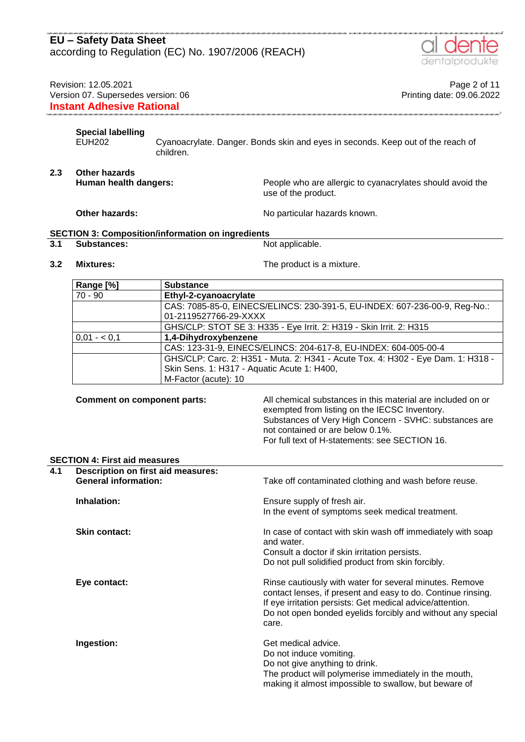**Special labelling**

EUH202 Cyanoacrylate. Danger. Bonds skin and eyes in seconds. Keep out of the reach of children.

**2.3 Other hazards**

**Human health dangers:** People who are allergic to cyanacrylates should avoid the use of the product.

**Other hazards:** No particular hazards known.

## SECTION 3: Composition/information on ingredients

**3.1 Substances:** Not applicable.

**3.2 Mixtures:** The product is a mixture.

| Range [%] | Substance |
|---|---|
| 70 - 90 | **Ethyl-2-cyanoacrylate** |
| | CAS: 7085-85-0, EINECS/ELINCS: 230-391-5, EU-INDEX: 607-236-00-9, Reg-No.: 01-2119527766-29-XXXX |
| | GHS/CLP: STOT SE 3: H335 - Eye Irrit. 2: H319 - Skin Irrit. 2: H315 |
| 0,01 - < 0,1 | **1,4-Dihydroxybenzene** |
| | CAS: 123-31-9, EINECS/ELINCS: 204-617-8, EU-INDEX: 604-005-00-4 |
| | GHS/CLP: Carc. 2: H351 - Muta. 2: H341 - Acute Tox. 4: H302 - Eye Dam. 1: H318 - Skin Sens. 1: H317 - Aquatic Acute 1: H400, M-Factor (acute): 10 |

**Comment on component parts:** All chemical substances in this material are included on or exempted from listing on the IECSC Inventory.
Substances of Very High Concern - SVHC: substances are not contained or are below 0.1%.
For full text of H-statements: see SECTION 16.

## SECTION 4: First aid measures

**4.1 Description on first aid measures:**

**General information:** Take off contaminated clothing and wash before reuse.

**Inhalation:** Ensure supply of fresh air.
In the event of symptoms seek medical treatment.

**Skin contact:** In case of contact with skin wash off immediately with soap and water.
Consult a doctor if skin irritation persists.
Do not pull solidified product from skin forcibly.

**Eye contact:** Rinse cautiously with water for several minutes. Remove contact lenses, if present and easy to do. Continue rinsing.
If eye irritation persists: Get medical advice/attention.
Do not open bonded eyelids forcibly and without any special care.

**Ingestion:** Get medical advice.
Do not induce vomiting.
Do not give anything to drink.
The product will polymerise immediately in the mouth, making it almost impossible to swallow, but beware of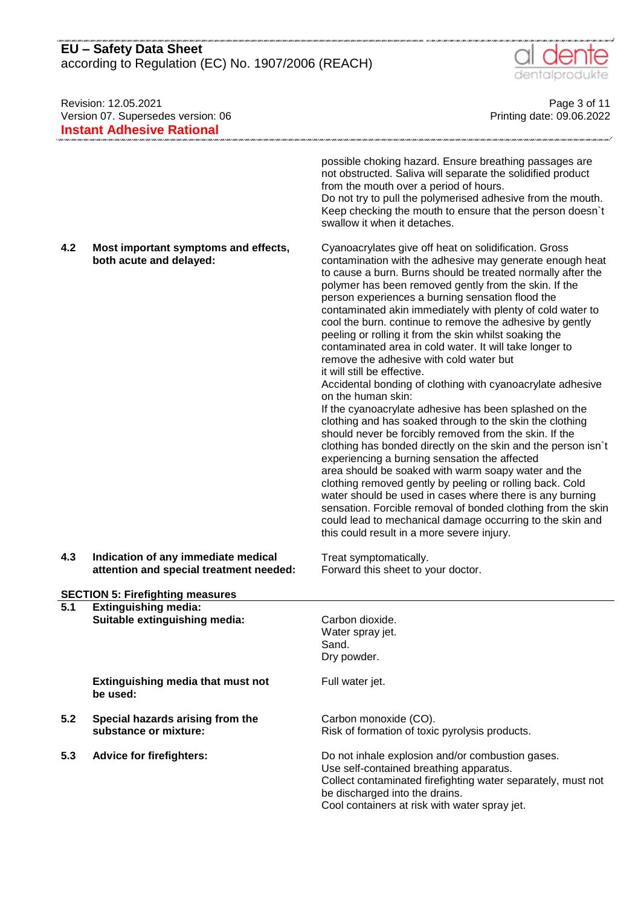possible choking hazard. Ensure breathing passages are not obstructed. Saliva will separate the solidified product from the mouth over a period of hours.
Do not try to pull the polymerised adhesive from the mouth. Keep checking the mouth to ensure that the person doesn`t swallow it when it detaches.

**4.2 Most important symptoms and effects, both acute and delayed:**

Cyanoacrylates give off heat on solidification. Gross contamination with the adhesive may generate enough heat to cause a burn. Burns should be treated normally after the polymer has been removed gently from the skin. If the person experiences a burning sensation flood the contaminated akin immediately with plenty of cold water to cool the burn. continue to remove the adhesive by gently peeling or rolling it from the skin whilst soaking the contaminated area in cold water. It will take longer to remove the adhesive with cold water but
it will still be effective.
Accidental bonding of clothing with cyanoacrylate adhesive on the human skin:
If the cyanoacrylate adhesive has been splashed on the clothing and has soaked through to the skin the clothing should never be forcibly removed from the skin. If the clothing has bonded directly on the skin and the person isn`t experiencing a burning sensation the affected
area should be soaked with warm soapy water and the clothing removed gently by peeling or rolling back. Cold water should be used in cases where there is any burning sensation. Forcible removal of bonded clothing from the skin could lead to mechanical damage occurring to the skin and this could result in a more severe injury.

**4.3 Indication of any immediate medical attention and special treatment needed:**

Treat symptomatically.
Forward this sheet to your doctor.

## SECTION 5: Firefighting measures

**5.1 Extinguishing media:**

**Suitable extinguishing media:**

Carbon dioxide.
Water spray jet.
Sand.
Dry powder.

**Extinguishing media that must not be used:**

Full water jet.

**5.2 Special hazards arising from the substance or mixture:**

Carbon monoxide (CO).
Risk of formation of toxic pyrolysis products.

**5.3 Advice for firefighters:**

Do not inhale explosion and/or combustion gases.
Use self-contained breathing apparatus.
Collect contaminated firefighting water separately, must not be discharged into the drains.
Cool containers at risk with water spray jet.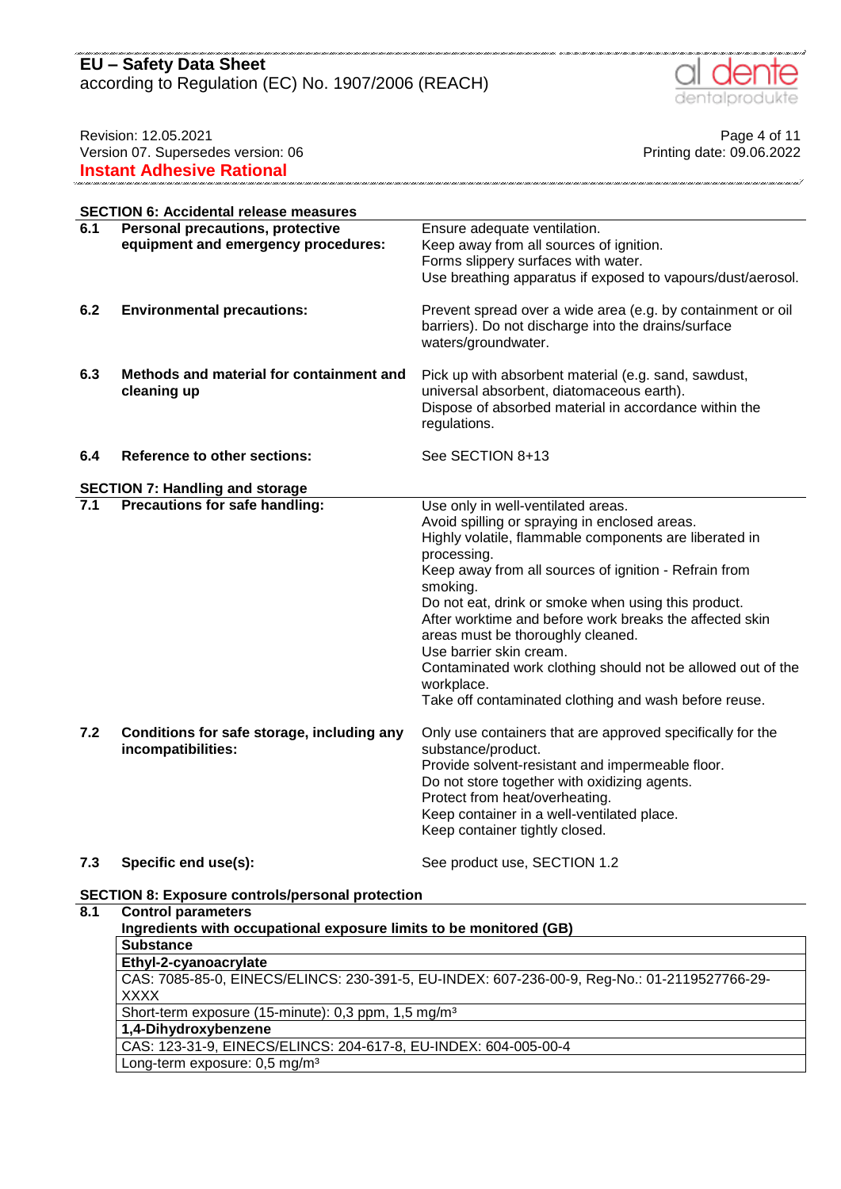## SECTION 6: Accidental release measures

**6.1 Personal precautions, protective equipment and emergency procedures:**

Ensure adequate ventilation.
Keep away from all sources of ignition.
Forms slippery surfaces with water.
Use breathing apparatus if exposed to vapours/dust/aerosol.

**6.2 Environmental precautions:**

Prevent spread over a wide area (e.g. by containment or oil barriers). Do not discharge into the drains/surface waters/groundwater.

**6.3 Methods and material for containment and cleaning up**

Pick up with absorbent material (e.g. sand, sawdust, universal absorbent, diatomaceous earth).
Dispose of absorbed material in accordance within the regulations.

**6.4 Reference to other sections:**

See SECTION 8+13

## SECTION 7: Handling and storage

**7.1 Precautions for safe handling:**

Use only in well-ventilated areas.
Avoid spilling or spraying in enclosed areas.
Highly volatile, flammable components are liberated in processing.
Keep away from all sources of ignition - Refrain from smoking.
Do not eat, drink or smoke when using this product.
After worktime and before work breaks the affected skin areas must be thoroughly cleaned.
Use barrier skin cream.
Contaminated work clothing should not be allowed out of the workplace.
Take off contaminated clothing and wash before reuse.

**7.2 Conditions for safe storage, including any incompatibilities:**

Only use containers that are approved specifically for the substance/product.
Provide solvent-resistant and impermeable floor.
Do not store together with oxidizing agents.
Protect from heat/overheating.
Keep container in a well-ventilated place.
Keep container tightly closed.

**7.3 Specific end use(s):**

See product use, SECTION 1.2

## SECTION 8: Exposure controls/personal protection

**8.1 Control parameters**

**Ingredients with occupational exposure limits to be monitored (GB)**

| **Substance** |
|---|
| **Ethyl-2-cyanoacrylate** |
| CAS: 7085-85-0, EINECS/ELINCS: 230-391-5, EU-INDEX: 607-236-00-9, Reg-No.: 01-2119527766-29-XXXX |
| Short-term exposure (15-minute): 0,3 ppm, 1,5 mg/m³ |
| **1,4-Dihydroxybenzene** |
| CAS: 123-31-9, EINECS/ELINCS: 204-617-8, EU-INDEX: 604-005-00-4 |
| Long-term exposure: 0,5 mg/m³ |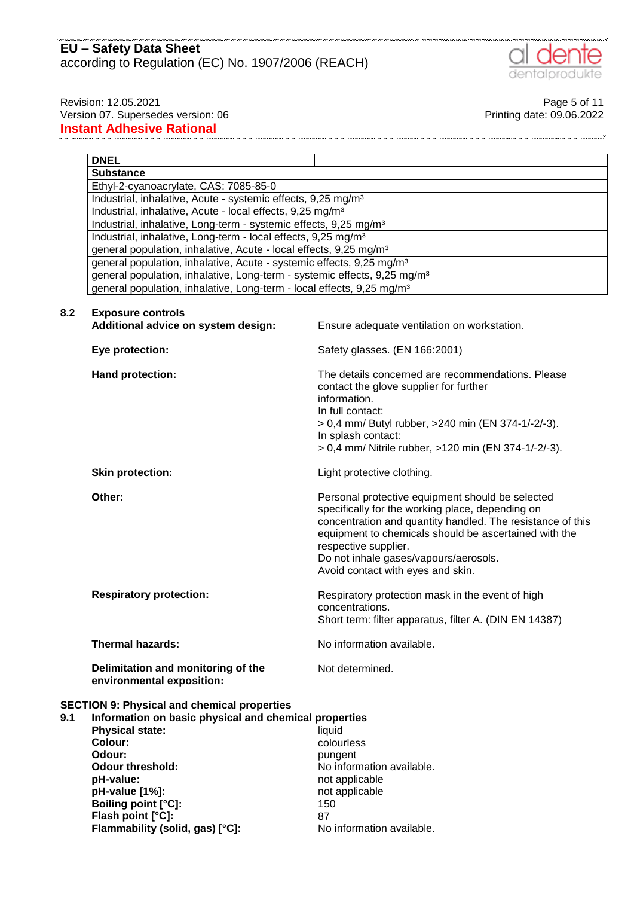| DNEL | |
|---|---|
| **Substance** | |
| Ethyl-2-cyanoacrylate, CAS: 7085-85-0 | |
| Industrial, inhalative, Acute - systemic effects, 9,25 mg/m³ | |
| Industrial, inhalative, Acute - local effects, 9,25 mg/m³ | |
| Industrial, inhalative, Long-term - systemic effects, 9,25 mg/m³ | |
| Industrial, inhalative, Long-term - local effects, 9,25 mg/m³ | |
| general population, inhalative, Acute - local effects, 9,25 mg/m³ | |
| general population, inhalative, Acute - systemic effects, 9,25 mg/m³ | |
| general population, inhalative, Long-term - systemic effects, 9,25 mg/m³ | |
| general population, inhalative, Long-term - local effects, 9,25 mg/m³ | |

### 8.2 Exposure controls

**Additional advice on system design:** Ensure adequate ventilation on workstation.

**Eye protection:** Safety glasses. (EN 166:2001)

**Hand protection:** The details concerned are recommendations. Please contact the glove supplier for further information.
In full contact:
> 0,4 mm/ Butyl rubber, >240 min (EN 374-1/-2/-3).
In splash contact:
> 0,4 mm/ Nitrile rubber, >120 min (EN 374-1/-2/-3).

**Skin protection:** Light protective clothing.

**Other:** Personal protective equipment should be selected specifically for the working place, depending on concentration and quantity handled. The resistance of this equipment to chemicals should be ascertained with the respective supplier.
Do not inhale gases/vapours/aerosols.
Avoid contact with eyes and skin.

**Respiratory protection:** Respiratory protection mask in the event of high concentrations.
Short term: filter apparatus, filter A. (DIN EN 14387)

**Thermal hazards:** No information available.

**Delimitation and monitoring of the environmental exposure:** Not determined.

## SECTION 9: Physical and chemical properties

### 9.1 Information on basic physical and chemical properties

**Physical state:** liquid
**Colour:** colourless
**Odour:** pungent
**Odour threshold:** No information available.
**pH-value:** not applicable
**pH-value [1%]:** not applicable
**Boiling point [°C]:** 150
**Flash point [°C]:** 87
**Flammability (solid, gas) [°C]:** No information available.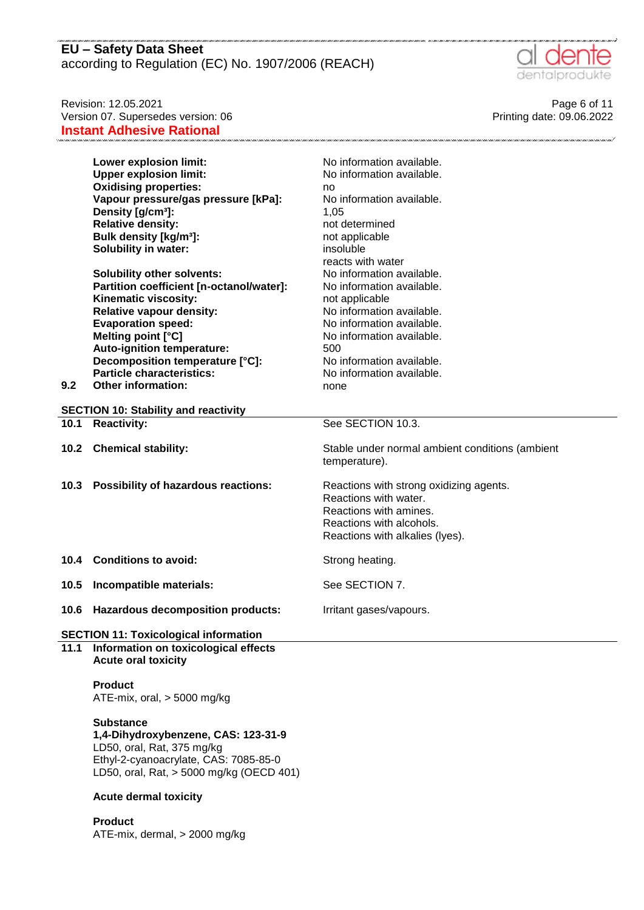| | |
|---|---|
| **Lower explosion limit:** | No information available. |
| **Upper explosion limit:** | No information available. |
| **Oxidising properties:** | no |
| **Vapour pressure/gas pressure [kPa]:** | No information available. |
| **Density [g/cm³]:** | 1,05 |
| **Relative density:** | not determined |
| **Bulk density [kg/m³]:** | not applicable |
| **Solubility in water:** | insoluble<br>reacts with water |
| **Solubility other solvents:** | No information available. |
| **Partition coefficient [n-octanol/water]:** | No information available. |
| **Kinematic viscosity:** | not applicable |
| **Relative vapour density:** | No information available. |
| **Evaporation speed:** | No information available. |
| **Melting point [°C]** | No information available. |
| **Auto-ignition temperature:** | 500 |
| **Decomposition temperature [°C]:** | No information available. |
| **Particle characteristics:** | No information available. |
| **9.2 Other information:** | none |

## SECTION 10: Stability and reactivity

| | |
|---|---|
| **10.1 Reactivity:** | See SECTION 10.3. |
| **10.2 Chemical stability:** | Stable under normal ambient conditions (ambient temperature). |
| **10.3 Possibility of hazardous reactions:** | Reactions with strong oxidizing agents.<br>Reactions with water.<br>Reactions with amines.<br>Reactions with alcohols.<br>Reactions with alkalies (lyes). |
| **10.4 Conditions to avoid:** | Strong heating. |
| **10.5 Incompatible materials:** | See SECTION 7. |
| **10.6 Hazardous decomposition products:** | Irritant gases/vapours. |

## SECTION 11: Toxicological information

**11.1 Information on toxicological effects**

**Acute oral toxicity**

**Product**
ATE-mix, oral, > 5000 mg/kg

**Substance**
**1,4-Dihydroxybenzene, CAS: 123-31-9**
LD50, oral, Rat, 375 mg/kg
Ethyl-2-cyanoacrylate, CAS: 7085-85-0
LD50, oral, Rat, > 5000 mg/kg (OECD 401)

**Acute dermal toxicity**

**Product**
ATE-mix, dermal, > 2000 mg/kg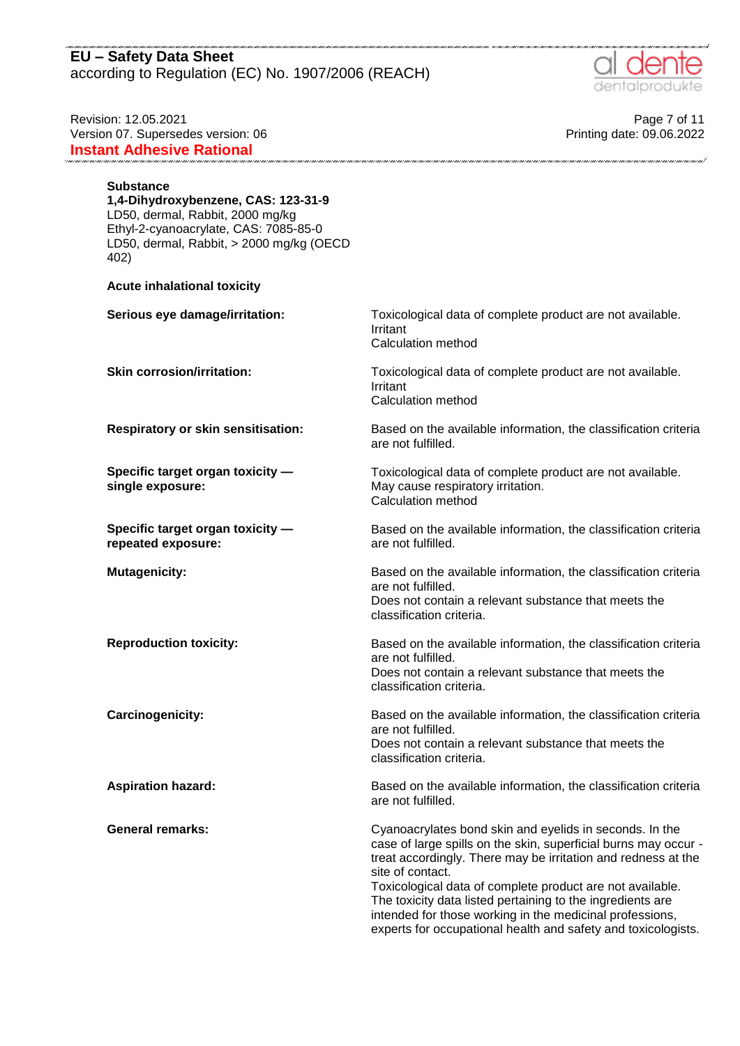**Substance**

**1,4-Dihydroxybenzene, CAS: 123-31-9**

LD50, dermal, Rabbit, 2000 mg/kg

Ethyl-2-cyanoacrylate, CAS: 7085-85-0

LD50, dermal, Rabbit, > 2000 mg/kg (OECD 402)

**Acute inhalational toxicity**

| | |
|---|---|
| **Serious eye damage/irritation:** | Toxicological data of complete product are not available.<br>Irritant<br>Calculation method |
| **Skin corrosion/irritation:** | Toxicological data of complete product are not available.<br>Irritant<br>Calculation method |
| **Respiratory or skin sensitisation:** | Based on the available information, the classification criteria are not fulfilled. |
| **Specific target organ toxicity — single exposure:** | Toxicological data of complete product are not available.<br>May cause respiratory irritation.<br>Calculation method |
| **Specific target organ toxicity — repeated exposure:** | Based on the available information, the classification criteria are not fulfilled. |
| **Mutagenicity:** | Based on the available information, the classification criteria are not fulfilled.<br>Does not contain a relevant substance that meets the classification criteria. |
| **Reproduction toxicity:** | Based on the available information, the classification criteria are not fulfilled.<br>Does not contain a relevant substance that meets the classification criteria. |
| **Carcinogenicity:** | Based on the available information, the classification criteria are not fulfilled.<br>Does not contain a relevant substance that meets the classification criteria. |
| **Aspiration hazard:** | Based on the available information, the classification criteria are not fulfilled. |
| **General remarks:** | Cyanoacrylates bond skin and eyelids in seconds. In the case of large spills on the skin, superficial burns may occur - treat accordingly. There may be irritation and redness at the site of contact.<br>Toxicological data of complete product are not available.<br>The toxicity data listed pertaining to the ingredients are intended for those working in the medicinal professions, experts for occupational health and safety and toxicologists. |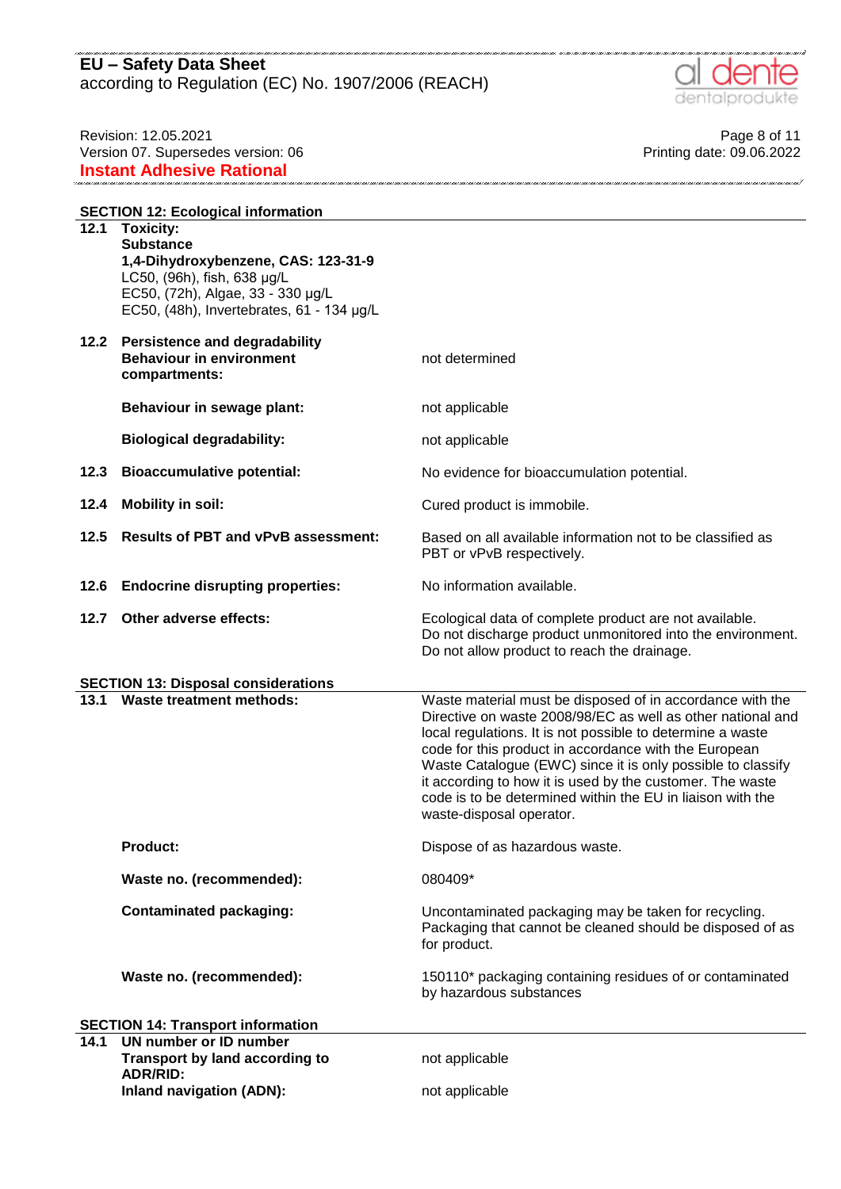## SECTION 12: Ecological information

**12.1 Toxicity:**

**Substance**

**1,4-Dihydroxybenzene, CAS: 123-31-9**

LC50, (96h), fish, 638 µg/L

EC50, (72h), Algae, 33 - 330 µg/L

EC50, (48h), Invertebrates, 61 - 134 µg/L

| | | |
|---|---|---|
| **12.2** | **Persistence and degradability** | |
| | **Behaviour in environment compartments:** | not determined |
| | **Behaviour in sewage plant:** | not applicable |
| | **Biological degradability:** | not applicable |
| **12.3** | **Bioaccumulative potential:** | No evidence for bioaccumulation potential. |
| **12.4** | **Mobility in soil:** | Cured product is immobile. |
| **12.5** | **Results of PBT and vPvB assessment:** | Based on all available information not to be classified as PBT or vPvB respectively. |
| **12.6** | **Endocrine disrupting properties:** | No information available. |
| **12.7** | **Other adverse effects:** | Ecological data of complete product are not available. Do not discharge product unmonitored into the environment. Do not allow product to reach the drainage. |

## SECTION 13: Disposal considerations

| | | |
|---|---|---|
| **13.1** | **Waste treatment methods:** | Waste material must be disposed of in accordance with the Directive on waste 2008/98/EC as well as other national and local regulations. It is not possible to determine a waste code for this product in accordance with the European Waste Catalogue (EWC) since it is only possible to classify it according to how it is used by the customer. The waste code is to be determined within the EU in liaison with the waste-disposal operator. |
| | **Product:** | Dispose of as hazardous waste. |
| | **Waste no. (recommended):** | 080409* |
| | **Contaminated packaging:** | Uncontaminated packaging may be taken for recycling. Packaging that cannot be cleaned should be disposed of as for product. |
| | **Waste no. (recommended):** | 150110* packaging containing residues of or contaminated by hazardous substances |

## SECTION 14: Transport information

| | | |
|---|---|---|
| **14.1** | **UN number or ID number** | |
| | **Transport by land according to ADR/RID:** | not applicable |
| | **Inland navigation (ADN):** | not applicable |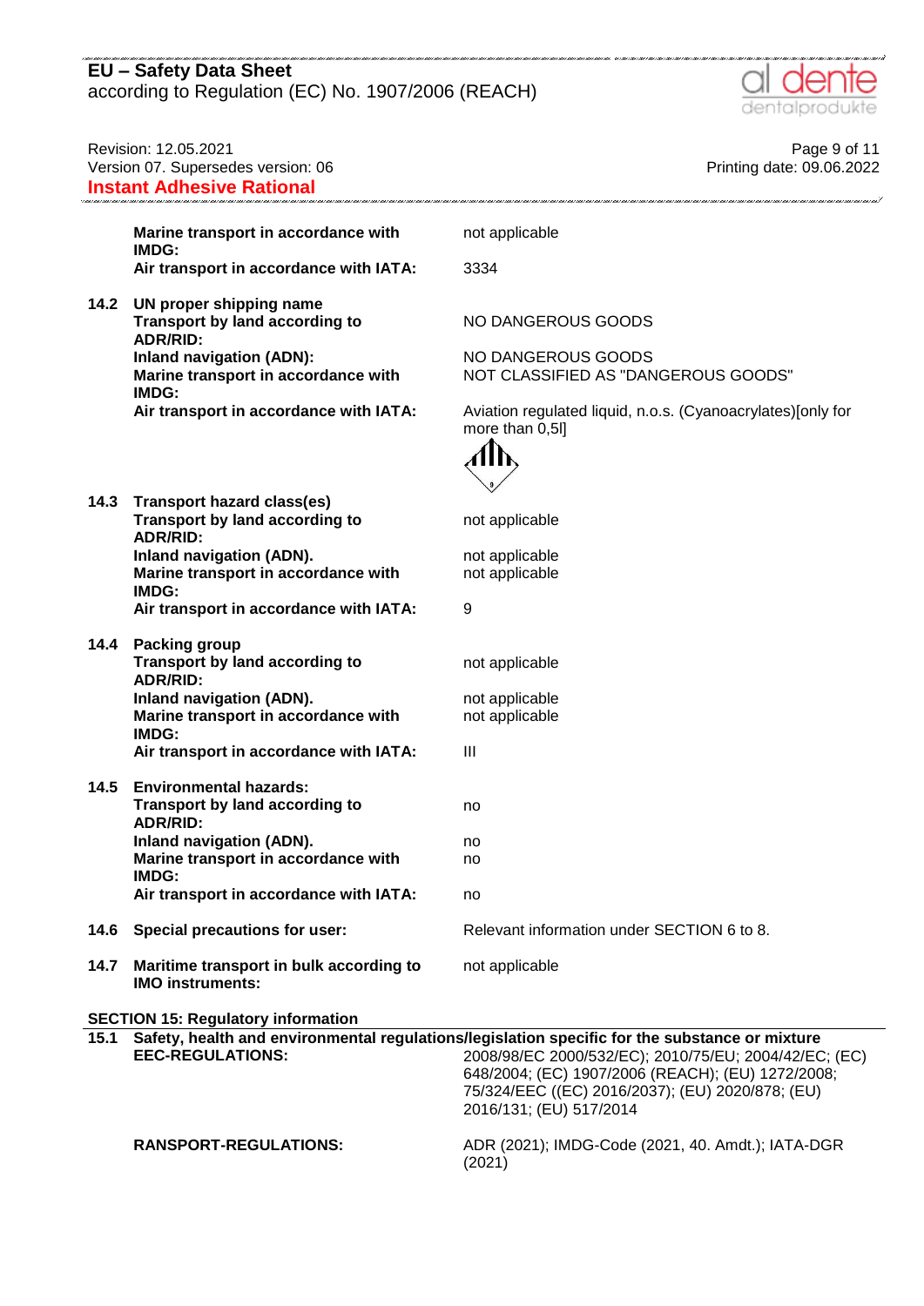| | | |
|---|---|---|
| | **Marine transport in accordance with IMDG:** | not applicable |
| | **Air transport in accordance with IATA:** | 3334 |
| **14.2** | **UN proper shipping name** | |
| | **Transport by land according to ADR/RID:** | NO DANGEROUS GOODS |
| | **Inland navigation (ADN):** | NO DANGEROUS GOODS |
| | **Marine transport in accordance with IMDG:** | NOT CLASSIFIED AS "DANGEROUS GOODS" |
| | **Air transport in accordance with IATA:** | Aviation regulated liquid, n.o.s. (Cyanoacrylates)[only for more than 0,5l] |
| **14.3** | **Transport hazard class(es)** | |
| | **Transport by land according to ADR/RID:** | not applicable |
| | **Inland navigation (ADN).** | not applicable |
| | **Marine transport in accordance with IMDG:** | not applicable |
| | **Air transport in accordance with IATA:** | 9 |
| **14.4** | **Packing group** | |
| | **Transport by land according to ADR/RID:** | not applicable |
| | **Inland navigation (ADN).** | not applicable |
| | **Marine transport in accordance with IMDG:** | not applicable |
| | **Air transport in accordance with IATA:** | III |
| **14.5** | **Environmental hazards:** | |
| | **Transport by land according to ADR/RID:** | no |
| | **Inland navigation (ADN).** | no |
| | **Marine transport in accordance with IMDG:** | no |
| | **Air transport in accordance with IATA:** | no |
| **14.6** | **Special precautions for user:** | Relevant information under SECTION 6 to 8. |
| **14.7** | **Maritime transport in bulk according to IMO instruments:** | not applicable |

## SECTION 15: Regulatory information

**15.1 Safety, health and environmental regulations/legislation specific for the substance or mixture**

| | |
|---|---|
| **EEC-REGULATIONS:** | 2008/98/EC 2000/532/EC); 2010/75/EU; 2004/42/EC; (EC) 648/2004; (EC) 1907/2006 (REACH); (EU) 1272/2008; 75/324/EEC ((EC) 2016/2037); (EU) 2020/878; (EU) 2016/131; (EU) 517/2014 |
| **RANSPORT-REGULATIONS:** | ADR (2021); IMDG-Code (2021, 40. Amdt.); IATA-DGR (2021) |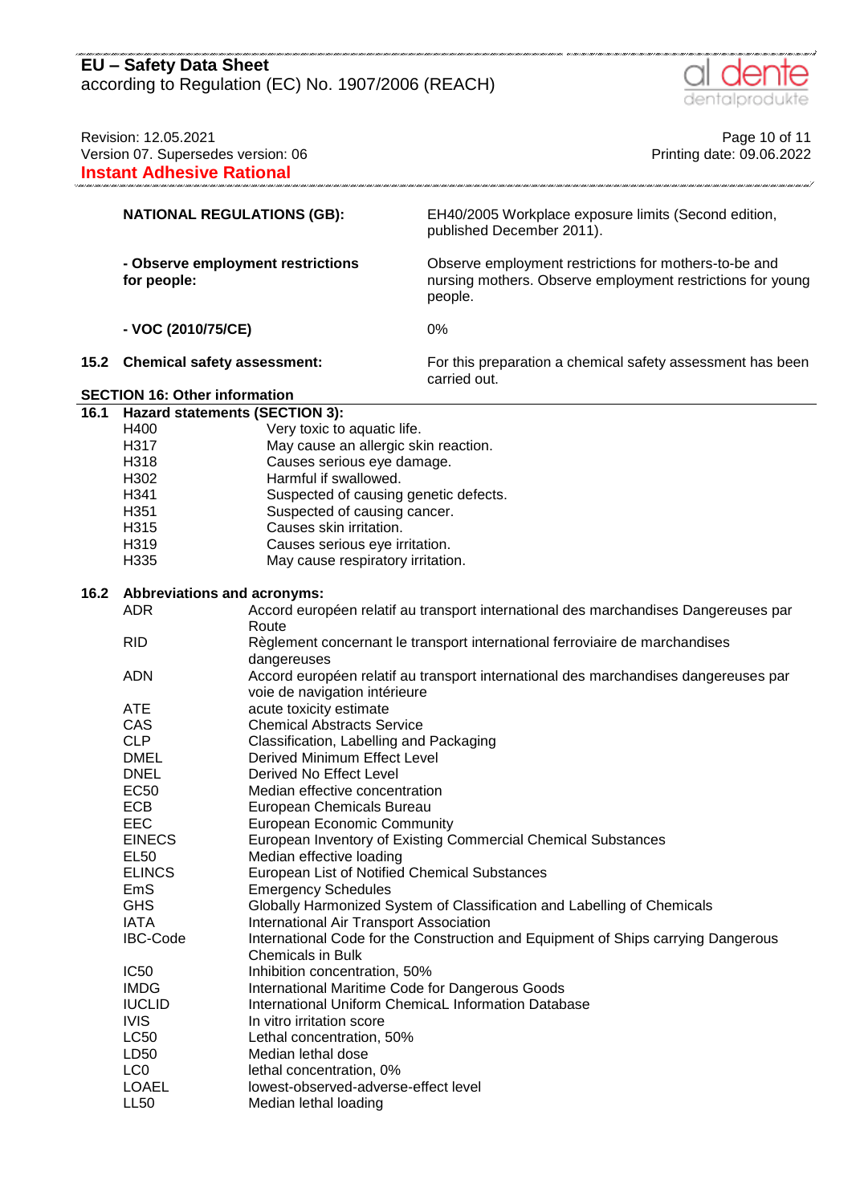| | |
|---|---|
| **NATIONAL REGULATIONS (GB):** | EH40/2005 Workplace exposure limits (Second edition, published December 2011). |
| **- Observe employment restrictions for people:** | Observe employment restrictions for mothers-to-be and nursing mothers. Observe employment restrictions for young people. |
| **- VOC (2010/75/CE)** | 0% |

**15.2 Chemical safety assessment:** For this preparation a chemical safety assessment has been carried out.

## SECTION 16: Other information

### 16.1 Hazard statements (SECTION 3):

| | |
|---|---|
| H400 | Very toxic to aquatic life. |
| H317 | May cause an allergic skin reaction. |
| H318 | Causes serious eye damage. |
| H302 | Harmful if swallowed. |
| H341 | Suspected of causing genetic defects. |
| H351 | Suspected of causing cancer. |
| H315 | Causes skin irritation. |
| H319 | Causes serious eye irritation. |
| H335 | May cause respiratory irritation. |

### 16.2 Abbreviations and acronyms:

| | |
|---|---|
| ADR | Accord européen relatif au transport international des marchandises Dangereuses par Route |
| RID | Règlement concernant le transport international ferroviaire de marchandises dangereuses |
| ADN | Accord européen relatif au transport international des marchandises dangereuses par voie de navigation intérieure |
| ATE | acute toxicity estimate |
| CAS | Chemical Abstracts Service |
| CLP | Classification, Labelling and Packaging |
| DMEL | Derived Minimum Effect Level |
| DNEL | Derived No Effect Level |
| EC50 | Median effective concentration |
| ECB | European Chemicals Bureau |
| EEC | European Economic Community |
| EINECS | European Inventory of Existing Commercial Chemical Substances |
| EL50 | Median effective loading |
| ELINCS | European List of Notified Chemical Substances |
| EmS | Emergency Schedules |
| GHS | Globally Harmonized System of Classification and Labelling of Chemicals |
| IATA | International Air Transport Association |
| IBC-Code | International Code for the Construction and Equipment of Ships carrying Dangerous Chemicals in Bulk |
| IC50 | Inhibition concentration, 50% |
| IMDG | International Maritime Code for Dangerous Goods |
| IUCLID | International Uniform ChemicaL Information Database |
| IVIS | In vitro irritation score |
| LC50 | Lethal concentration, 50% |
| LD50 | Median lethal dose |
| LC0 | lethal concentration, 0% |
| LOAEL | lowest-observed-adverse-effect level |
| LL50 | Median lethal loading |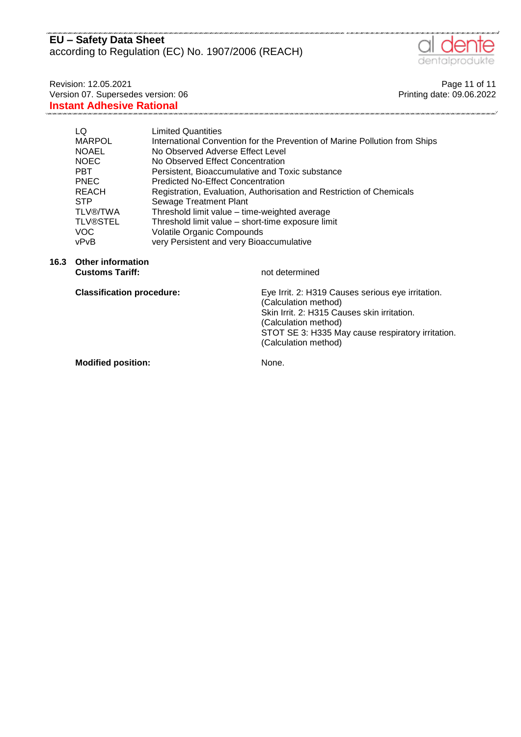| | |
|---|---|
| LQ | Limited Quantities |
| MARPOL | International Convention for the Prevention of Marine Pollution from Ships |
| NOAEL | No Observed Adverse Effect Level |
| NOEC | No Observed Effect Concentration |
| PBT | Persistent, Bioaccumulative and Toxic substance |
| PNEC | Predicted No-Effect Concentration |
| REACH | Registration, Evaluation, Authorisation and Restriction of Chemicals |
| STP | Sewage Treatment Plant |
| TLV®/TWA | Threshold limit value – time-weighted average |
| TLV®STEL | Threshold limit value – short-time exposure limit |
| VOC | Volatile Organic Compounds |
| vPvB | very Persistent and very Bioaccumulative |

## 16.3 Other information

**Customs Tariff:** not determined

**Classification procedure:**
Eye Irrit. 2: H319 Causes serious eye irritation. (Calculation method)
Skin Irrit. 2: H315 Causes skin irritation. (Calculation method)
STOT SE 3: H335 May cause respiratory irritation. (Calculation method)

**Modified position:** None.